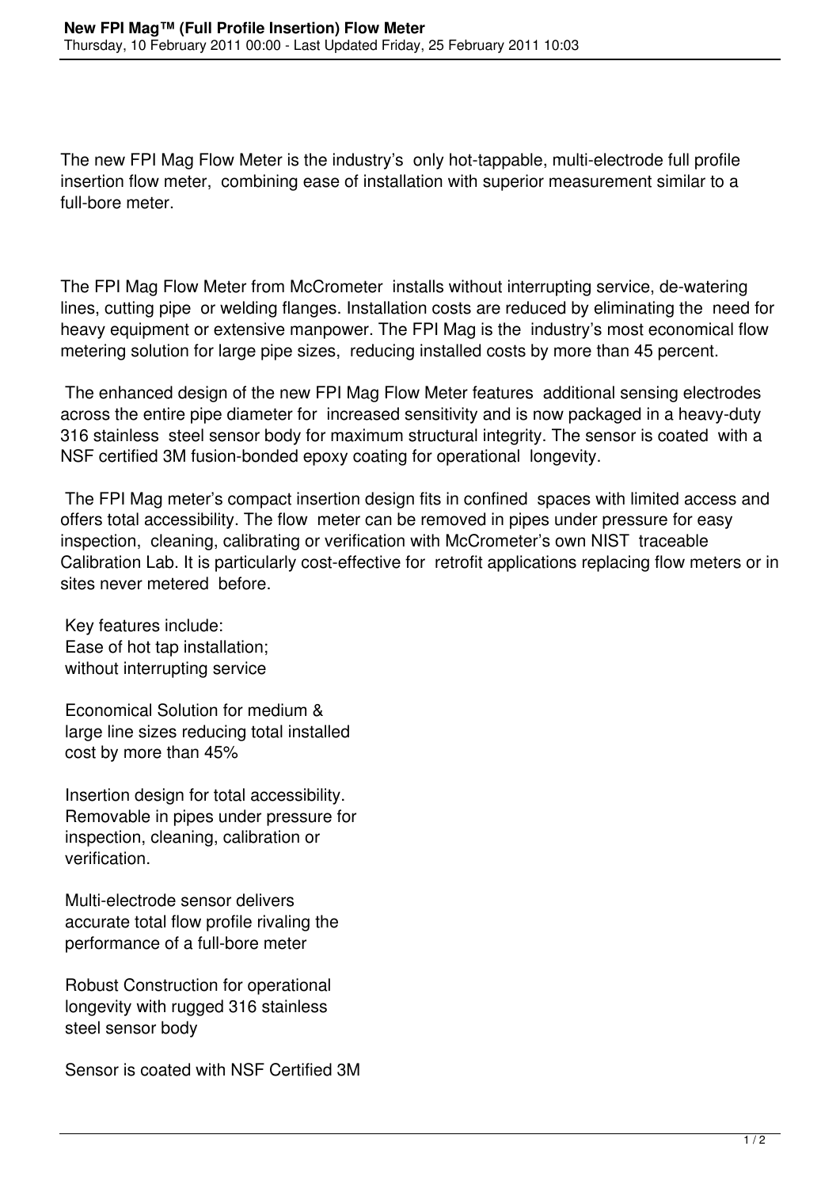The new FPI Mag Flow Meter is the industry's only hot-tappable, multi-electrode full profile insertion flow meter, combining ease of installation with superior measurement similar to a full-bore meter.

The FPI Mag Flow Meter from McCrometer installs without interrupting service, de-watering lines, cutting pipe or welding flanges. Installation costs are reduced by eliminating the need for heavy equipment or extensive manpower. The FPI Mag is the industry's most economical flow metering solution for large pipe sizes, reducing installed costs by more than 45 percent.

The enhanced design of the new FPI Mag Flow Meter features additional sensing electrodes across the entire pipe diameter for increased sensitivity and is now packaged in a heavy-duty 316 stainless steel sensor body for maximum structural integrity. The sensor is coated with a NSF certified 3M fusion-bonded epoxy coating for operational longevity.

The FPI Mag meter's compact insertion design fits in confined spaces with limited access and offers total accessibility. The flow meter can be removed in pipes under pressure for easy inspection, cleaning, calibrating or verification with McCrometer's own NIST traceable Calibration Lab. It is particularly cost-effective for retrofit applications replacing flow meters or in sites never metered before.

Key features include:

Ease of hot tap installation; without interrupting service

Economical Solution for medium & large line sizes reducing total installed cost by more than 45%

Insertion design for total accessibility. Removable in pipes under pressure for inspection, cleaning, calibration or verification.

Multi-electrode sensor delivers accurate total flow profile rivaling the performance of a full-bore meter

Robust Construction for operational longevity with rugged 316 stainless steel sensor body

Sensor is coated with NSF Certified 3M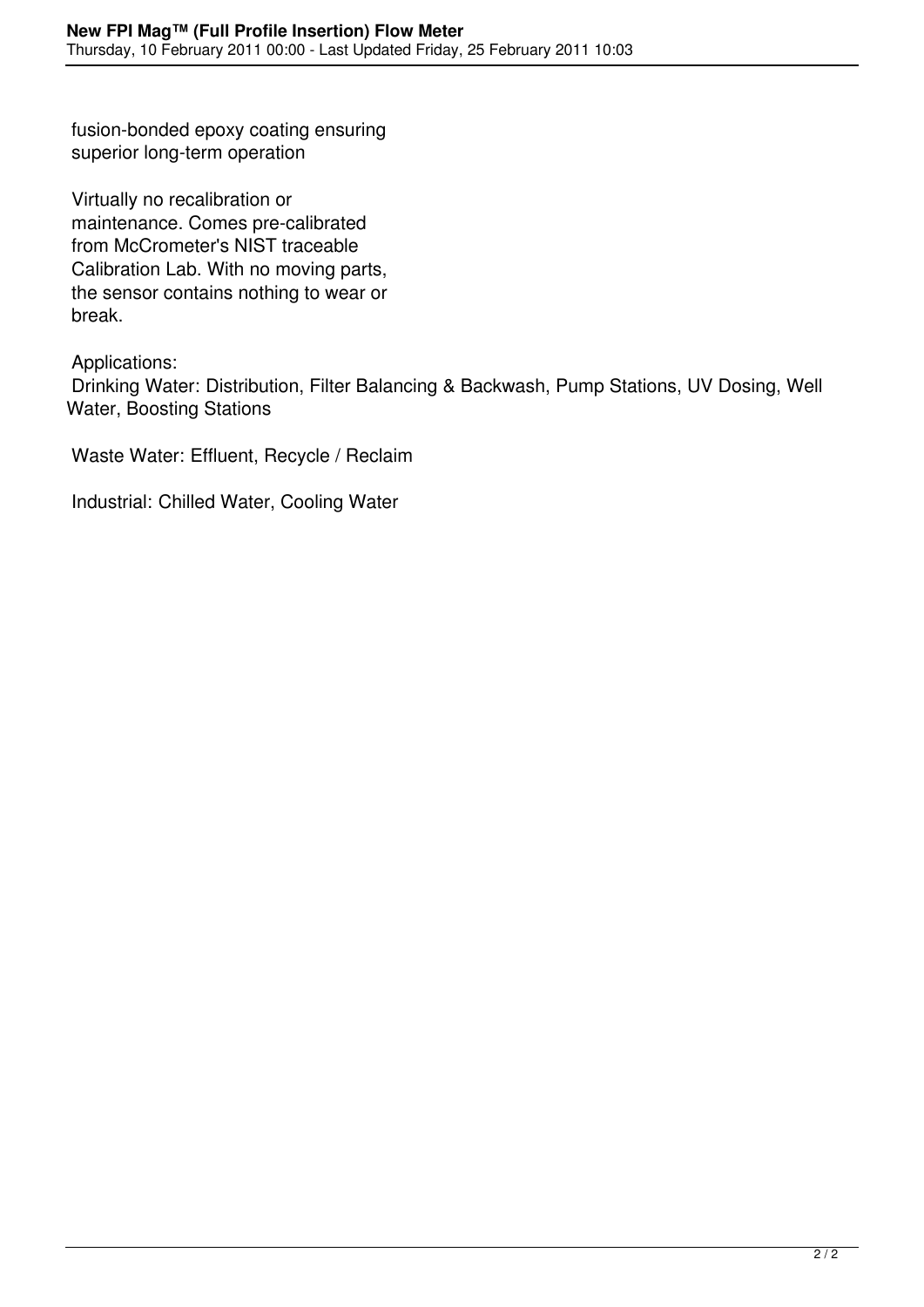fusion-bonded epoxy coating ensuring superior long-term operation

Virtually no recalibration or maintenance. Comes pre-calibrated from McCrometer's NIST traceable Calibration Lab. With no moving parts, the sensor contains nothing to wear or break.

Applications:

Drinking Water: Distribution, Filter Balancing & Backwash, Pump Stations, UV Dosing, Well Water, Boosting Stations

Waste Water: Effluent, Recycle / Reclaim

Industrial: Chilled Water, Cooling Water